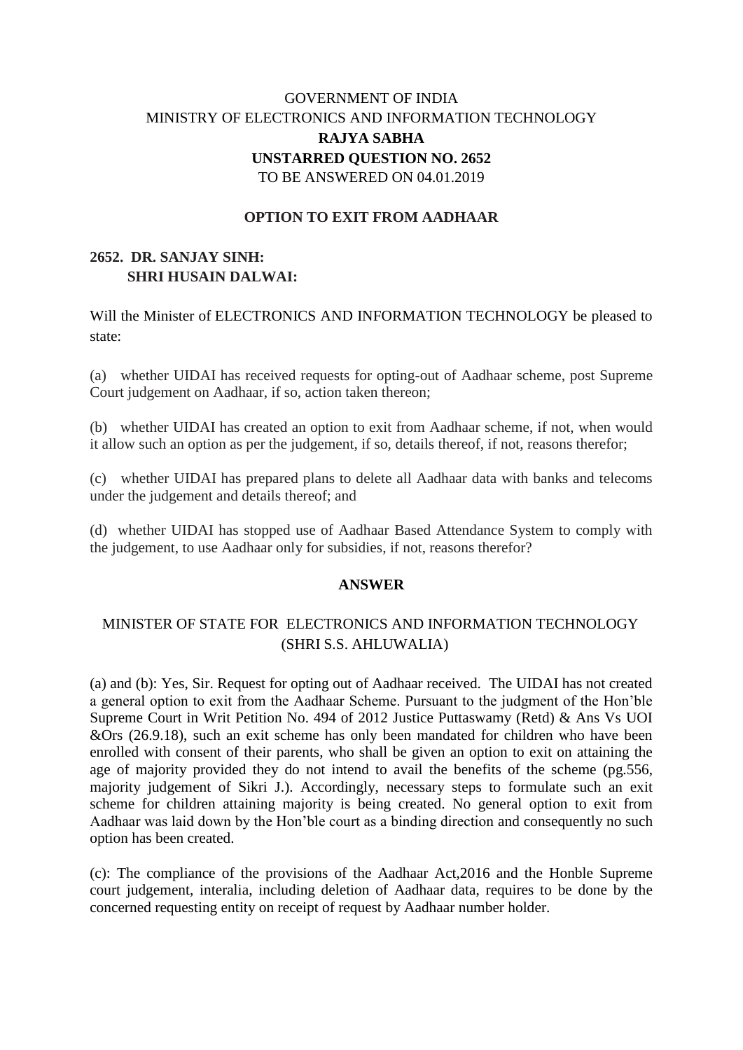GOVERNMENT OF INDIA
MINISTRY OF ELECTRONICS AND INFORMATION TECHNOLOGY
**RAJYA SABHA**
**UNSTARRED QUESTION NO. 2652**
TO BE ANSWERED ON 04.01.2019

**OPTION TO EXIT FROM AADHAAR**

**2652. DR. SANJAY SINH:**
**SHRI HUSAIN DALWAI:**

Will the Minister of ELECTRONICS AND INFORMATION TECHNOLOGY be pleased to state:

(a) whether UIDAI has received requests for opting-out of Aadhaar scheme, post Supreme Court judgement on Aadhaar, if so, action taken thereon;

(b) whether UIDAI has created an option to exit from Aadhaar scheme, if not, when would it allow such an option as per the judgement, if so, details thereof, if not, reasons therefor;

(c) whether UIDAI has prepared plans to delete all Aadhaar data with banks and telecoms under the judgement and details thereof; and

(d) whether UIDAI has stopped use of Aadhaar Based Attendance System to comply with the judgement, to use Aadhaar only for subsidies, if not, reasons therefor?

**ANSWER**

MINISTER OF STATE FOR ELECTRONICS AND INFORMATION TECHNOLOGY
(SHRI S.S. AHLUWALIA)

(a) and (b): Yes, Sir. Request for opting out of Aadhaar received. The UIDAI has not created a general option to exit from the Aadhaar Scheme. Pursuant to the judgment of the Hon'ble Supreme Court in Writ Petition No. 494 of 2012 Justice Puttaswamy (Retd) & Ans Vs UOI &Ors (26.9.18), such an exit scheme has only been mandated for children who have been enrolled with consent of their parents, who shall be given an option to exit on attaining the age of majority provided they do not intend to avail the benefits of the scheme (pg.556, majority judgement of Sikri J.). Accordingly, necessary steps to formulate such an exit scheme for children attaining majority is being created. No general option to exit from Aadhaar was laid down by the Hon'ble court as a binding direction and consequently no such option has been created.

(c): The compliance of the provisions of the Aadhaar Act,2016 and the Honble Supreme court judgement, interalia, including deletion of Aadhaar data, requires to be done by the concerned requesting entity on receipt of request by Aadhaar number holder.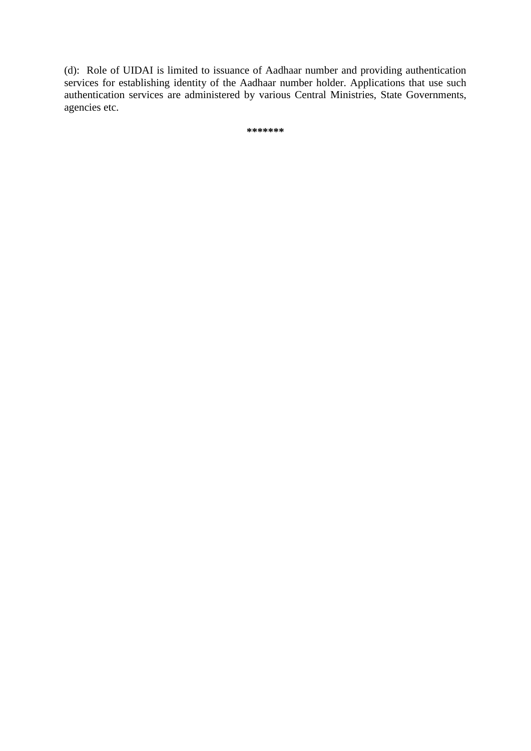(d): Role of UIDAI is limited to issuance of Aadhaar number and providing authentication services for establishing identity of the Aadhaar number holder. Applications that use such authentication services are administered by various Central Ministries, State Governments, agencies etc.

*******